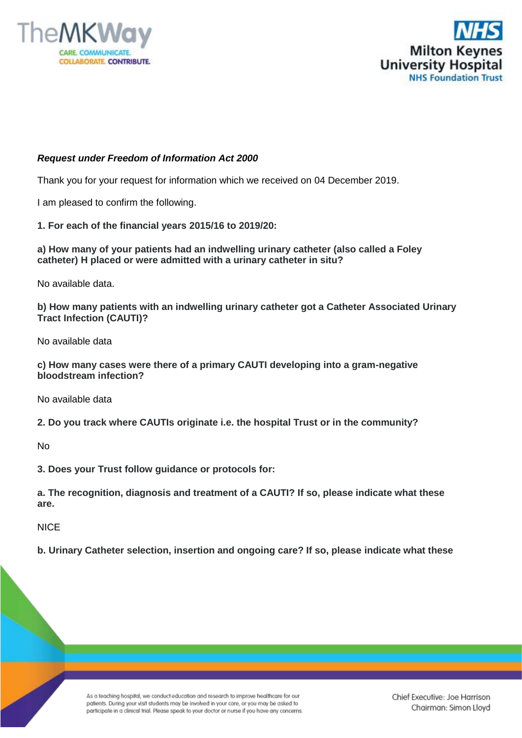***Request under Freedom of Information Act 2000***

Thank you for your request for information which we received on 04 December 2019.

I am pleased to confirm the following.

**1. For each of the financial years 2015/16 to 2019/20:**

**a) How many of your patients had an indwelling urinary catheter (also called a Foley catheter) H placed or were admitted with a urinary catheter in situ?**

No available data.

**b) How many patients with an indwelling urinary catheter got a Catheter Associated Urinary Tract Infection (CAUTI)?**

No available data

**c) How many cases were there of a primary CAUTI developing into a gram-negative bloodstream infection?**

No available data

**2. Do you track where CAUTIs originate i.e. the hospital Trust or in the community?**

No

**3. Does your Trust follow guidance or protocols for:**

**a. The recognition, diagnosis and treatment of a CAUTI? If so, please indicate what these are.**

NICE

**b. Urinary Catheter selection, insertion and ongoing care? If so, please indicate what these**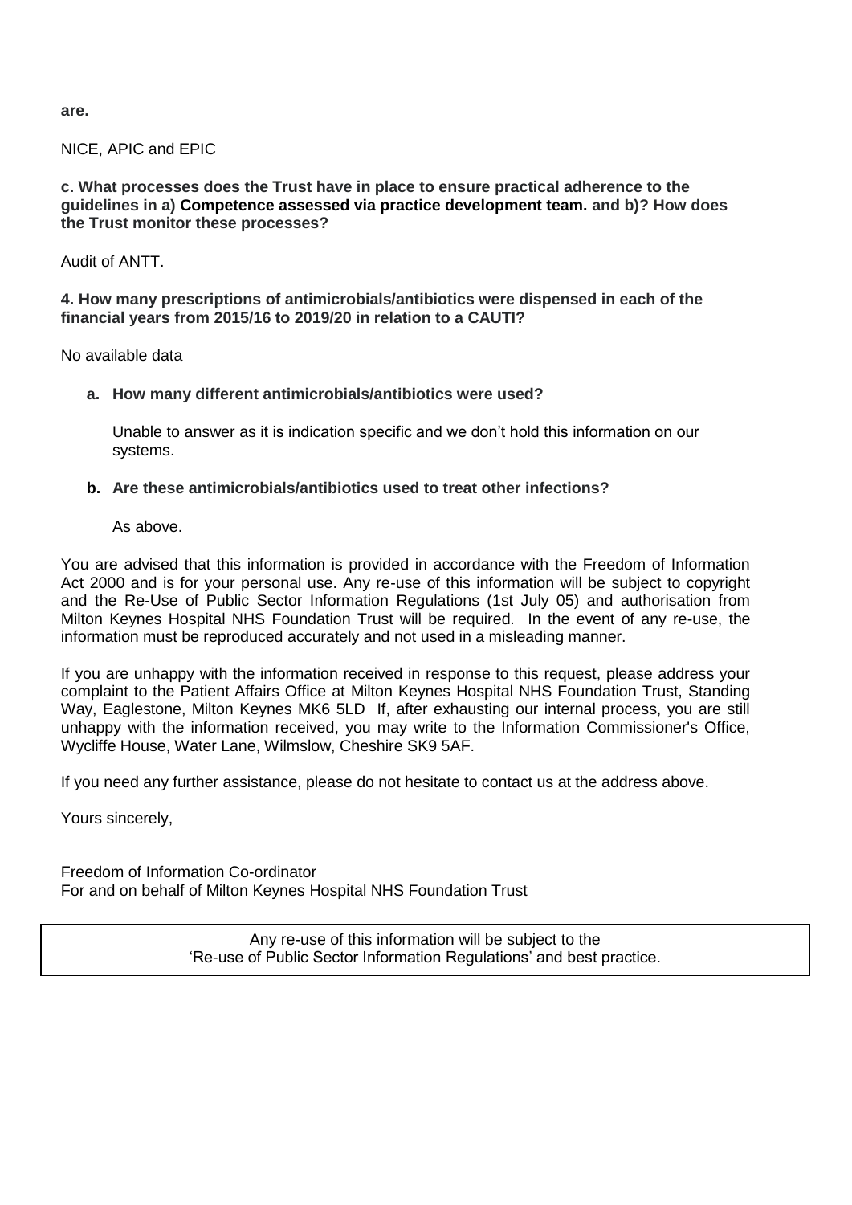**are.**

NICE, APIC and EPIC

**c. What processes does the Trust have in place to ensure practical adherence to the guidelines in a) Competence assessed via practice development team. and b)? How does the Trust monitor these processes?**

Audit of ANTT.

**4. How many prescriptions of antimicrobials/antibiotics were dispensed in each of the financial years from 2015/16 to 2019/20 in relation to a CAUTI?**

No available data

**a. How many different antimicrobials/antibiotics were used?**

Unable to answer as it is indication specific and we don't hold this information on our systems.

**b. Are these antimicrobials/antibiotics used to treat other infections?**

As above.

You are advised that this information is provided in accordance with the Freedom of Information Act 2000 and is for your personal use. Any re-use of this information will be subject to copyright and the Re-Use of Public Sector Information Regulations (1st July 05) and authorisation from Milton Keynes Hospital NHS Foundation Trust will be required. In the event of any re-use, the information must be reproduced accurately and not used in a misleading manner.

If you are unhappy with the information received in response to this request, please address your complaint to the Patient Affairs Office at Milton Keynes Hospital NHS Foundation Trust, Standing Way, Eaglestone, Milton Keynes MK6 5LD If, after exhausting our internal process, you are still unhappy with the information received, you may write to the Information Commissioner's Office, Wycliffe House, Water Lane, Wilmslow, Cheshire SK9 5AF.

If you need any further assistance, please do not hesitate to contact us at the address above.

Yours sincerely,

Freedom of Information Co-ordinator
For and on behalf of Milton Keynes Hospital NHS Foundation Trust

Any re-use of this information will be subject to the 'Re-use of Public Sector Information Regulations' and best practice.